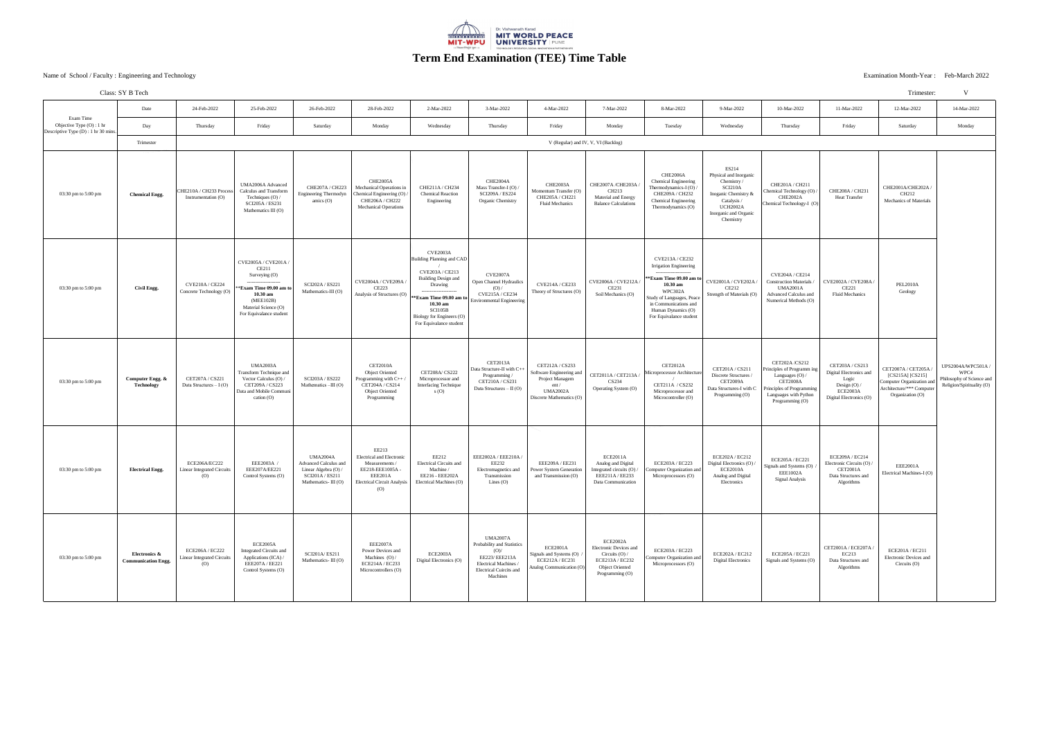Dr. Vishwanath Karad MIT WORLD PEACE UNIVERSITY | PUNE

# Term End Examination (TEE) Time Table

Name of School / Faculty : Engineering and Technology

Examination Month-Year : Feb-March 2022

Class: SY B Tech

Trimester: V

| Exam Time<br>Objective Type (O) : 1 hr<br>Descriptive Type (D) : 1 hr 30 mins. | Date | 24-Feb-2022 | 25-Feb-2022 | 26-Feb-2022 | 28-Feb-2022 | 2-Mar-2022 | 3-Mar-2022 | 4-Mar-2022 | 7-Mar-2022 | 8-Mar-2022 | 9-Mar-2022 | 10-Mar-2022 | 11-Mar-2022 | 12-Mar-2022 | 14-Mar-2022 |
|---|---|---|---|---|---|---|---|---|---|---|---|---|---|---|---|
| | Day | Thursday | Friday | Saturday | Monday | Wednesday | Thursday | Friday | Monday | Tuesday | Wednesday | Thursday | Friday | Saturday | Monday |
| | Trimester | V (Regular) and IV, V, VI (Backlog) | | | | | | | | | | | | | |
| 03:30 pm to 5:00 pm | **Chemical Engg.** | CHE210A / CH233 Process Instrumentation (O) | UMA2006A Advanced Calculus and Transform Techniques (O) / SCI205A / ES231 Mathematics III (O) | CHE207A / CH223 Engineering Thermodynamics (O) | CHE2005A Mechanical Operations in Chemical Engineering (O) / CHE206A / CH222 Mechanical Operations | CHE211A / CH234 Chemical Reaction Engineering | CHE2004A Mass Transfer-I (O) / SCI209A / ES224 Organic Chemistry | CHE2003A Momentum Transfer (O) / CHE205A / CH221 Fluid Mechanics | CHE2007A /CHE203A / CH213 Material and Energy Balance Calculations | CHE2006A Chemical Engineering Thermodynamics-I (O) / CHE209A / CH232 Chemical Engineering Thermodynamics (O) | ES214 Physical and Inorganic Chemistry / SCI210A Inoganic Chemistry & Catalysis / UCH2002A Inorganic and Organic Chemistry | CHE201A / CH211 Chemical Technology (O) / CHE2002A Chemical Technology-I (O) | CHE208A / CH231 Heat Transfer | CHE2001A/CHE202A / CH212 Mechanics of Materials | UPS2004A/WPC501A / WPC4 Philosophy of Science and Religion/Spirituality (O) |
| 03:30 pm to 5:00 pm | **Civil Engg.** | CVE210A / CE224 Concrete Technology (O) | CVE2005A / CVE201A / CE211 Surveying (O) ------------------- **Exam Time 09.00 am to 10.30 am** (MEE102B) Material Science (O) For Equivalance student | SCI202A / ES221 Mathematics-III (O) | CVE2004A / CVE209A / CE223 Analysis of Structures (O) | CVE2003A Building Planning and CAD / CVE203A / CE213 Building Design and Drawing ------------------- **Exam Time 09.00 am to 10.30 am** SCI105B Biology for Engineers (O) For Equivalance student | CVE2007A Open Channel Hydraulics (O) / CVE215A / CE234 Environmental Engineering | CVE214A / CE233 Theory of Structures (O) | CVE2006A / CVE212A / CE231 Soil Mechanics (O) | CVE213A / CE232 Irrigation Engineering ------------------- **Exam Time 09.00 am to 10.30 am** WPC302A Study of Languages, Peace in Communications and Human Dynamics (O) For Equivalance student | CVE2001A / CVE202A / CE212 Strength of Materials (O) | CVE204A / CE214 Construction Materials / UMA2001A Advanced Calculus and Numerical Methods (O) | CVE2002A / CVE208A / CE221 Fluid Mechanics | PEL2010A Geology | |
| 03:30 pm to 5:00 pm | **Computer Engg. & Technology** | CET207A / CS221 Data Structures – I (O) | UMA2003A Transform Technique and Vector Calculus (O) / CET209A / CS223 Data and Mobile Communication (O) | SCI203A / ES222 Mathematics –III (O) | CET2010A Object Oriented Programming with C++ / CET204A / CS214 Object Oriented Programming | CET208A/ CS222 Microprocessor and Interfacing Techniques (O) | CET2013A Data Structure-II with C++ Programming / CET210A / CS231 Data Structures – II (O) | CET212A / CS233 Software Engineering and Project Management / UMA2002A Discrete Mathematics (O) | CET2011A / CET213A / CS234 Operating System (O) | CET2012A Microprocessor Architecture / CET211A / CS232 Microprocessor and Microcontroller (O) | CET201A / CS211 Discrete Structures / CET2009A Data Structures-I with C Programming (O) | CET202A /CS212 Principles of Programming Languages (O) / CET2008A Principles of Programming Languages with Python Programming (O) | CET203A / CS213 Digital Electronics and Logic Design (O) / ECE2003A Digital Electronics (O) | CET2007A / CET205A / [CS215A] [CS215] Computer Organization and Architecture/*** Computer Organization (O) | |
| 03:30 pm to 5:00 pm | **Electrical Engg.** | ECE206A/EC222 Linear Integrated Circuits (O) | EEE2003A / EEE207A/EE221 Control Systems (O) | UMA2004A Advanced Calculus and Linear Algebra (O) / SCI201A / ES211 Mathematics- III (O) | EE213 Electrical and Electronic Measurements / EE218-EEE1005A - EEE201A Electrical Circuit Analysis (O) | EE212 Electrical Circuits and Machine / EE216 - EEE202A Electrical Machines (O) | EEE2002A / EEE210A / EE232 Electromagnetics and Transmission Lines (O) | EEE209A / EE231 Power System Generation and Transmission (O) | ECE2011A Analog and Digital Integrated circuits (O) / EEE211A / EE233 Data Communication | ECE203A / EC223 Computer Organization and Microprocessors (O) | ECE202A / EC212 Digital Electronics (O) / ECE2010A Analog and Digital Electronics | ECE205A / EC221 Signals and Systems (O) / EEE1002A Signal Analysis | ECE209A / EC214 Electronic Circuits (O) / CET2001A Data Structures and Algorithms | EEE2001A Electrical Machines-I (O) | |
| 03:30 pm to 5:00 pm | **Electronics & Communication Engg.** | ECE206A / EC222 Linear Integrated Circuits (O) | ECE2005A Integrated Circuits and Applications (ICA) / EEE207A / EE221 Control Systems (O) | SCI201A/ ES211 Mathematics- III (O) | EEE2007A Power Devices and Machines (O) / ECE214A / EC233 Microcontrollers (O) | ECE2003A Digital Electronics (O) | UMA2007A Probability and Statistics (O)/ EE223/ EEE213A Electrical Machines / Electrical Cuircits and Machines | ECE2001A Signals and Systems (O) / ECE212A / EC231 Analog Communication (O) | ECE2002A Electronic Devices and Circuits (O) / ECE213A / EC232 Object Oriented Programming (O) | ECE203A / EC223 Computer Organization and Microprocessors (O) | ECE202A / EC212 Digital Electronics | ECE205A / EC221 Signals and Systems (O) | CET2001A / ECE207A / EC213 Data Structures and Algorithms | ECE201A / EC211 Electronic Devices and Circuits (O) | |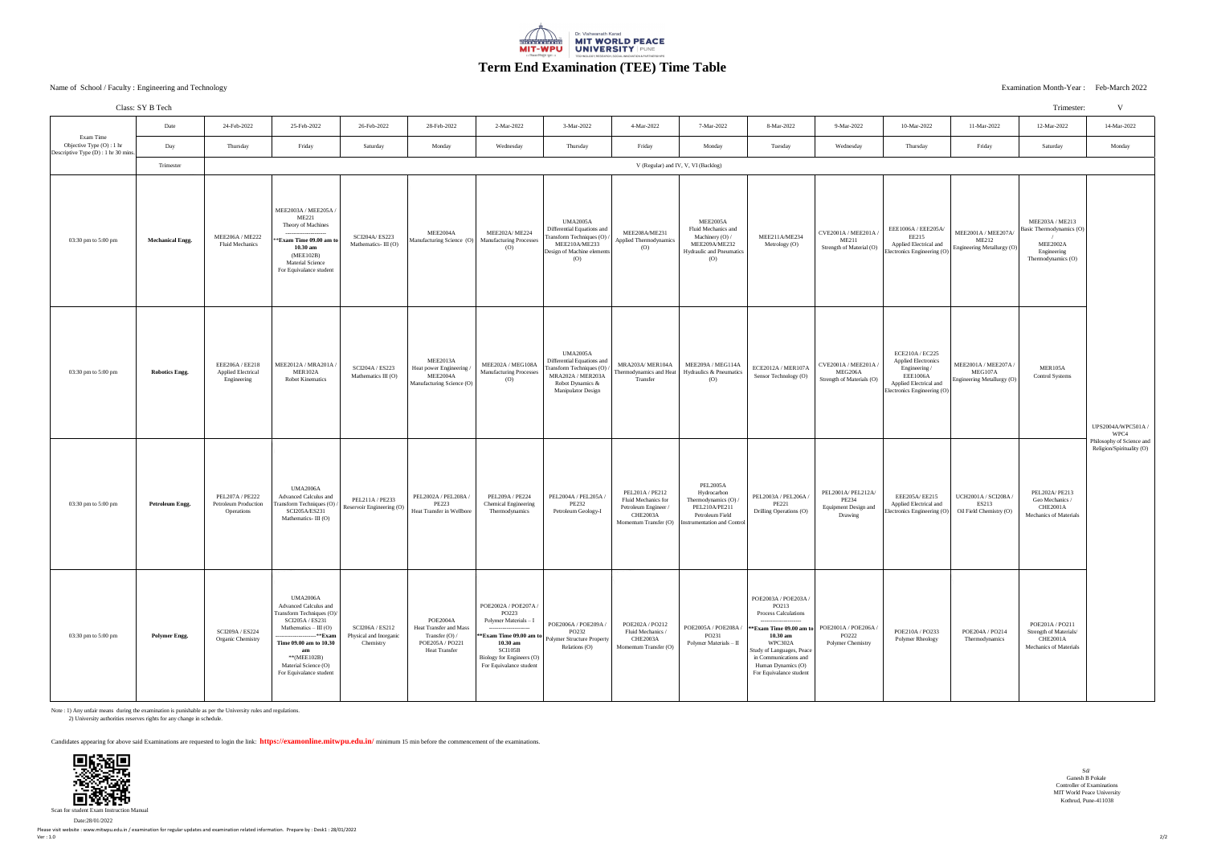Dr. Vishwanath Karad MIT WORLD PEACE UNIVERSITY | PUNE

# Term End Examination (TEE) Time Table

Name of School / Faculty : Engineering and Technology

Examination Month-Year : Feb-March 2022

Class: SY B Tech

Trimester: V

| Exam Time Objective Type (O) : 1 hr Descriptive Type (D) : 1 hr 30 mins. | Date | 24-Feb-2022 | 25-Feb-2022 | 26-Feb-2022 | 28-Feb-2022 | 2-Mar-2022 | 3-Mar-2022 | 4-Mar-2022 | 7-Mar-2022 | 8-Mar-2022 | 9-Mar-2022 | 10-Mar-2022 | 11-Mar-2022 | 12-Mar-2022 | 14-Mar-2022 |
|---|---|---|---|---|---|---|---|---|---|---|---|---|---|---|---|
| | Day | Thursday | Friday | Saturday | Monday | Wednesday | Thursday | Friday | Monday | Tuesday | Wednesday | Thursday | Friday | Saturday | Monday |
| | Trimester | V (Regular) and IV, V, VI (Backlog) | | | | | | | | | | | | | |
| 03:30 pm to 5:00 pm | Mechanical Engg. | MEE206A / MEE222 Fluid Mechanics | MEE2003A / MEE205A / ME221 Theory of Machines ------------------- **Exam Time 09.00 am to 10.30 am (MEE102B) Material Science For Equivalance student | SCI204A/ ES223 Mathematics- III (O) | MEE2004A Manufacturing Science (O) | MEE202A/ ME224 Manufacturing Processes (O) | UMA2005A Differential Equations and Transform Techniques (O) / MEE210A/ME233 Design of Machine elements (O) | MEE208A/ME231 Applied Thermodynamics (O) | MEE2005A Fluid Mechanics and Machinery (O) / MEE209A/ME232 Hydraulic and Pneumatics (O) | MEE211A/ME234 Metrology (O) | CVE2001A / MEE201A / ME211 Strength of Material (O) | EEE1006A / EEE205A/ EE215 Applied Electrical and Electronics Engineering (O) | MEE2001A / MEE207A/ ME212 Engineering Metallurgy (O) | MEE203A / ME213 Basic Thermodynamics (O) / MEE2002A Engineering Thermodynamics (O) | UPS2004A/WPC501A / WPC4 Philosophy of Science and Religion/Spirituality (O) |
| 03:30 pm to 5:00 pm | Robotics Engg. | EEE206A / EE218 Applied Electrical Engineering | MEE2012A / MRA201A / MER102A Robot Kinematics | SCI204A / ES223 Mathematics III (O) | MEE2013A Heat power Engineering / PE223 MEE2004A Manufacturing Science (O) | MEE202A / MEG108A Manufacturing Processes (O) | UMA2005A Differential Equations and Transform Techniques (O) / MRA202A / MER203A Robot Dynamics & Manipulator Design | MRA203A/ MER104A Thermodynamics and Heat Transfer | MEE209A / MEG114A Hydraulics & Pneumatics (O) | ECE2012A / MER107A Sensor Technology (O) | CVE2001A / MEE201A / MEG206A Strength of Materials (O) | ECE210A / EC225 Applied Electronics Engineering / EEE1006A Applied Electrical and Electronics Engineering (O) | MEE2001A / MEE207A / MEG107A Engineering Metallurgy (O) | MER105A Control Systems | |
| 03:30 pm to 5:00 pm | Petroleum Engg. | PEL207A / PE222 Petroleum Production Operations | UMA2006A Advanced Calculus and Transform Techniques (O) / SCI205A/ES231 Mathematics- III (O) | PEL211A / PE233 Reservoir Engineering (O) | PEL2002A / PEL208A / PE223 Heat Transfer in Wellbore | PEL209A / PE224 Chemical Engineering Thermodynamics | PEL2004A / PEL205A / PE232 Petroleum Geology-I | PEL201A / PE212 Fluid Mechanics for Petroleum Engineer / CHE2003A Momentum Transfer (O) | PEL2005A Hydrocarbon Thermodynamics (O) / PEL210A/PE211 Petroleum Field Instrumentation and Control | PEL2003A / PEL206A / PE221 Drilling Operations (O) | PEL2001A/ PEL212A/ PE234 Equipment Design and Drawing | EEE205A/ EE215 Applied Electrical and Electronics Engineering (O) | UCH2001A / SCI208A / ES213 Oil Field Chemistry (O) | PEL202A/ PE213 Geo Mechanics / CHE2001A Mechanics of Materials | |
| 03:30 pm to 5:00 pm | Polymer Engg. | SCI209A / ES224 Organic Chemistry | UMA2006A Advanced Calculus and Transform Techniques (O)/ SCI205A / ES231 Mathematics – III (O) --------------------------**Exam Time 09.00 am to 10.30 am **(MEE102B) Material Science (O) For Equivalance student | SCI206A / ES212 Physical and Inorganic Chemistry | POE2004A Heat Transfer and Mass Transfer (O) / POE205A / PO221 Heat Transfer | POE2002A / POE207A / PO223 Polymer Materials – I ------------------------ **Exam Time 09.00 am to 10.30 am SCI105B Biology for Engineers (O) For Equivalance student | POE2006A / POE209A / PO232 Polymer Structure Property Relations (O) | POE202A / PO212 Fluid Mechanics / CHE2003A Momentum Transfer (O) | POE2005A / POE208A / PO231 Polymer Materials – II | POE2003A / POE203A / PO213 Process Calculations ------------------------ **Exam Time 09.00 am to 10.30 am WPC302A Study of Languages, Peace in Communications and Human Dynamics (O) For Equivalance student | POE2001A / POE206A / PO222 Polymer Chemistry | POE210A / PO233 Polymer Rheology | POE204A / PO214 Thermodynamics | POE201A / PO211 Strength of Materials/ CHE2001A Mechanics of Materials | |

Note : 1) Any unfair means during the examination is punishable as per the University rules and regulations.

2) University authorities reserves rights for any change in schedule.

Candidates appearing for above said Examinations are requested to login the link: **https://examonline.mitwpu.edu.in/** minimum 15 min before the commencement of the examinations.

Scan for student Exam Instruction Manual

Date:28/01/2022

Sd/
Ganesh B Pokale
Controller of Examinations
MIT World Peace University
Kothrud, Pune-411038

Please visit website : www.mitwpu.edu.in / examination for regular updates and examination related information. Prepare by : Desk1 : 28/01/2022
Ver : 1.0